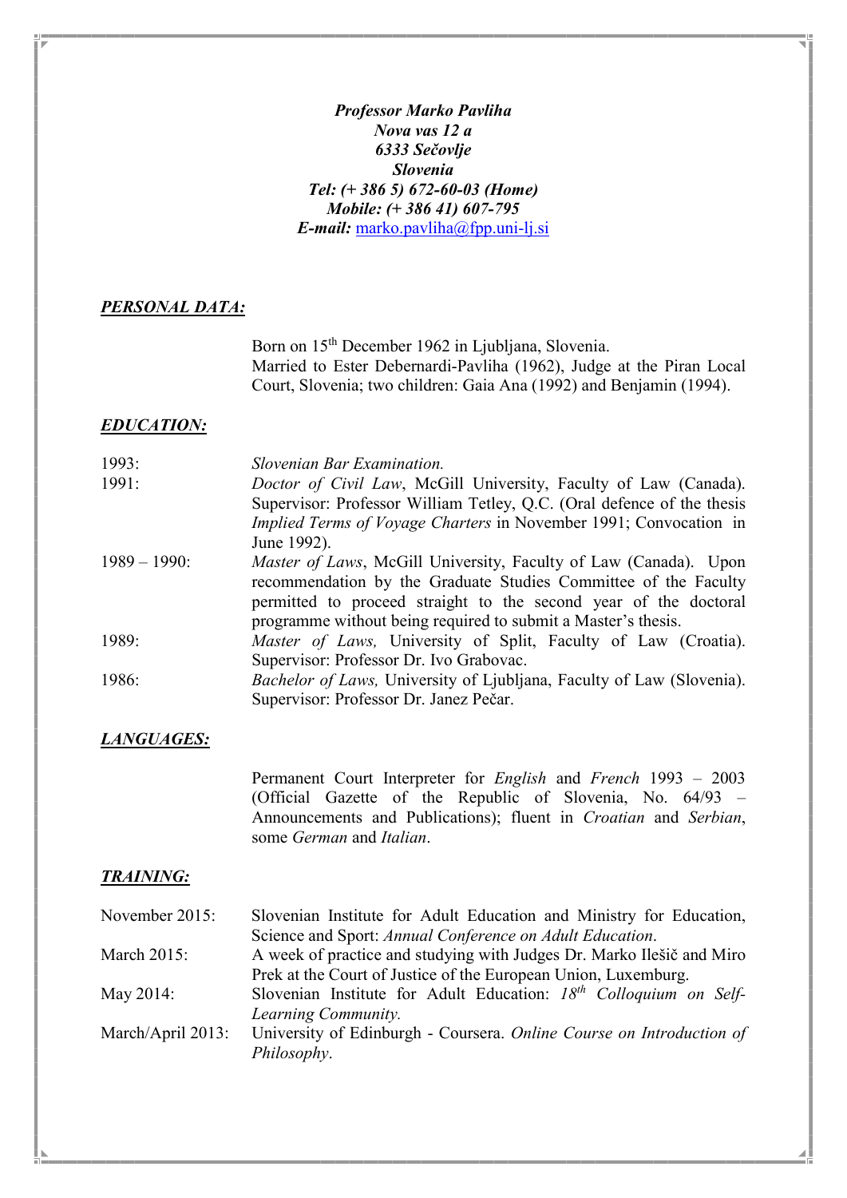***Professor Marko Pavliha***
***Nova vas 12 a***
***6333 Sečovlje***
***Slovenia***
***Tel: (+ 386 5) 672-60-03 (Home)***
***Mobile: (+ 386 41) 607-795***
***E-mail:*** marko.pavliha@fpp.uni-lj.si

## ***PERSONAL DATA:***

Born on 15th December 1962 in Ljubljana, Slovenia.
Married to Ester Debernardi-Pavliha (1962), Judge at the Piran Local Court, Slovenia; two children: Gaia Ana (1992) and Benjamin (1994).

## ***EDUCATION:***

| | |
|---|---|
| 1993: | *Slovenian Bar Examination.* |
| 1991: | *Doctor of Civil Law*, McGill University, Faculty of Law (Canada). Supervisor: Professor William Tetley, Q.C. (Oral defence of the thesis *Implied Terms of Voyage Charters* in November 1991; Convocation in June 1992). |
| 1989 – 1990: | *Master of Laws*, McGill University, Faculty of Law (Canada). Upon recommendation by the Graduate Studies Committee of the Faculty permitted to proceed straight to the second year of the doctoral programme without being required to submit a Master's thesis. |
| 1989: | *Master of Laws,* University of Split, Faculty of Law (Croatia). Supervisor: Professor Dr. Ivo Grabovac. |
| 1986: | *Bachelor of Laws,* University of Ljubljana, Faculty of Law (Slovenia). Supervisor: Professor Dr. Janez Pečar. |

## ***LANGUAGES:***

Permanent Court Interpreter for *English* and *French* 1993 – 2003 (Official Gazette of the Republic of Slovenia, No. 64/93 – Announcements and Publications); fluent in *Croatian* and *Serbian*, some *German* and *Italian*.

## ***TRAINING:***

| | |
|---|---|
| November 2015: | Slovenian Institute for Adult Education and Ministry for Education, Science and Sport: *Annual Conference on Adult Education*. |
| March 2015: | A week of practice and studying with Judges Dr. Marko Ilešič and Miro Prek at the Court of Justice of the European Union, Luxemburg. |
| May 2014: | Slovenian Institute for Adult Education: *18th Colloquium on Self-Learning Community.* |
| March/April 2013: | University of Edinburgh - Coursera. *Online Course on Introduction of Philosophy*. |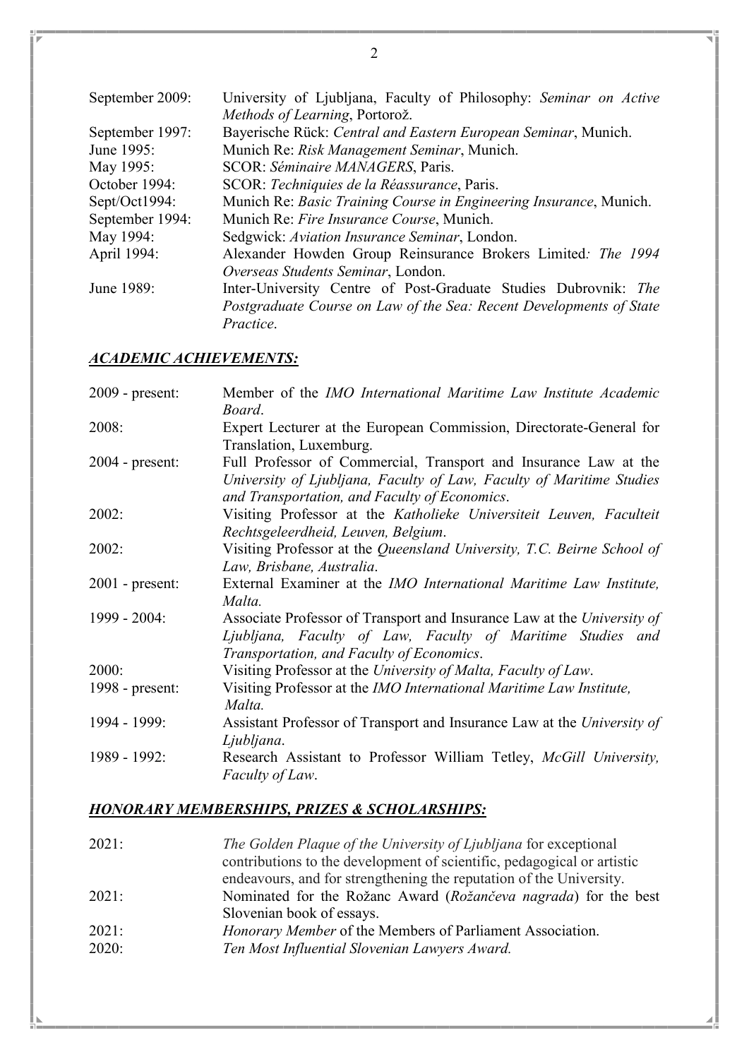| | |
|---|---|
| September 2009: | University of Ljubljana, Faculty of Philosophy: *Seminar on Active Methods of Learning*, Portorož. |
| September 1997: | Bayerische Rück: *Central and Eastern European Seminar*, Munich. |
| June 1995: | Munich Re: *Risk Management Seminar*, Munich. |
| May 1995: | SCOR: *Séminaire MANAGERS*, Paris. |
| October 1994: | SCOR: *Techniquies de la Réassurance*, Paris. |
| Sept/Oct1994: | Munich Re: *Basic Training Course in Engineering Insurance*, Munich. |
| September 1994: | Munich Re: *Fire Insurance Course*, Munich. |
| May 1994: | Sedgwick: *Aviation Insurance Seminar*, London. |
| April 1994: | Alexander Howden Group Reinsurance Brokers Limited*: The 1994 Overseas Students Seminar*, London. |
| June 1989: | Inter-University Centre of Post-Graduate Studies Dubrovnik: *The Postgraduate Course on Law of the Sea: Recent Developments of State Practice*. |

## ***ACADEMIC ACHIEVEMENTS:***

| | |
|---|---|
| 2009 - present: | Member of the *IMO International Maritime Law Institute Academic Board*. |
| 2008: | Expert Lecturer at the European Commission, Directorate-General for Translation, Luxemburg. |
| 2004 - present: | Full Professor of Commercial, Transport and Insurance Law at the *University of Ljubljana, Faculty of Law, Faculty of Maritime Studies and Transportation, and Faculty of Economics*. |
| 2002: | Visiting Professor at the *Katholieke Universiteit Leuven, Faculteit Rechtsgeleerdheid, Leuven, Belgium*. |
| 2002: | Visiting Professor at the *Queensland University, T.C. Beirne School of Law, Brisbane, Australia*. |
| 2001 - present: | External Examiner at the *IMO International Maritime Law Institute, Malta.* |
| 1999 - 2004: | Associate Professor of Transport and Insurance Law at the *University of Ljubljana, Faculty of Law, Faculty of Maritime Studies and Transportation, and Faculty of Economics*. |
| 2000: | Visiting Professor at the *University of Malta, Faculty of Law*. |
| 1998 - present: | Visiting Professor at the *IMO International Maritime Law Institute, Malta.* |
| 1994 - 1999: | Assistant Professor of Transport and Insurance Law at the *University of Ljubljana*. |
| 1989 - 1992: | Research Assistant to Professor William Tetley, *McGill University, Faculty of Law*. |

## ***HONORARY MEMBERSHIPS, PRIZES & SCHOLARSHIPS:***

| | |
|---|---|
| 2021: | *The Golden Plaque of the University of Ljubljana* for exceptional contributions to the development of scientific, pedagogical or artistic endeavours, and for strengthening the reputation of the University. |
| 2021: | Nominated for the Rožanc Award (*Rožančeva nagrada*) for the best Slovenian book of essays. |
| 2021: | *Honorary Member* of the Members of Parliament Association. |
| 2020: | *Ten Most Influential Slovenian Lawyers Award.* |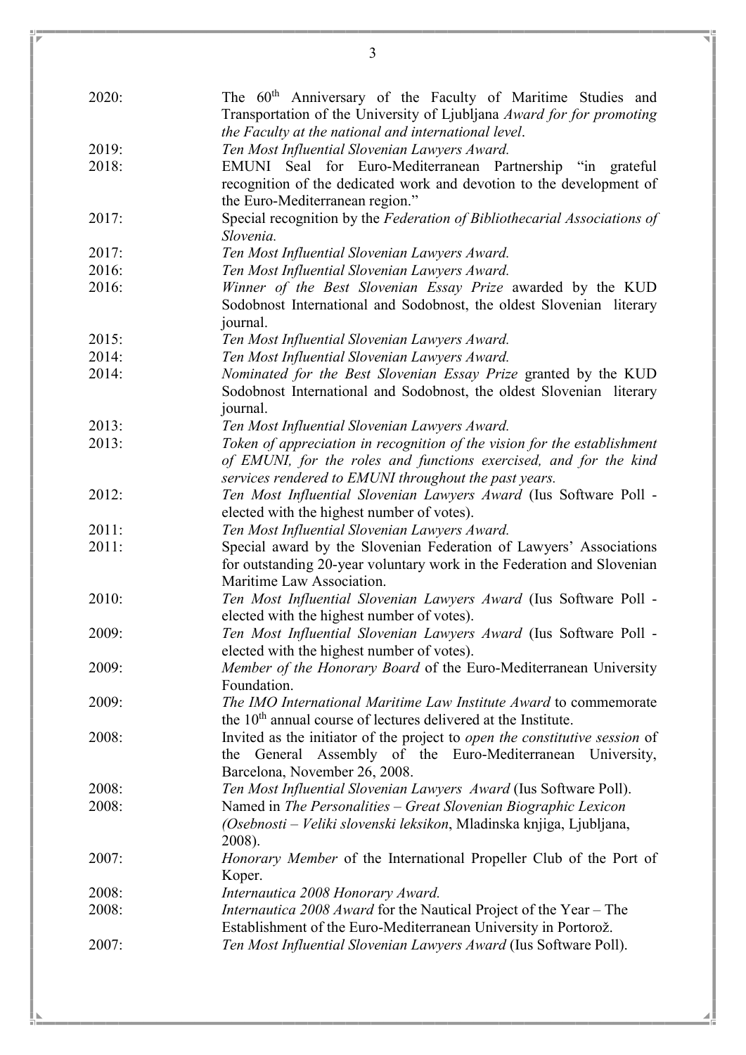| | |
|---|---|
| 2020: | The 60th Anniversary of the Faculty of Maritime Studies and Transportation of the University of Ljubljana *Award for for promoting the Faculty at the national and international level*. |
| 2019: | *Ten Most Influential Slovenian Lawyers Award.* |
| 2018: | EMUNI Seal for Euro-Mediterranean Partnership "in grateful recognition of the dedicated work and devotion to the development of the Euro-Mediterranean region." |
| 2017: | Special recognition by the *Federation of Bibliothecarial Associations of Slovenia.* |
| 2017: | *Ten Most Influential Slovenian Lawyers Award.* |
| 2016: | *Ten Most Influential Slovenian Lawyers Award.* |
| 2016: | *Winner of the Best Slovenian Essay Prize* awarded by the KUD Sodobnost International and Sodobnost, the oldest Slovenian literary journal. |
| 2015: | *Ten Most Influential Slovenian Lawyers Award.* |
| 2014: | *Ten Most Influential Slovenian Lawyers Award.* |
| 2014: | *Nominated for the Best Slovenian Essay Prize* granted by the KUD Sodobnost International and Sodobnost, the oldest Slovenian literary journal. |
| 2013: | *Ten Most Influential Slovenian Lawyers Award.* |
| 2013: | *Token of appreciation in recognition of the vision for the establishment of EMUNI, for the roles and functions exercised, and for the kind services rendered to EMUNI throughout the past years.* |
| 2012: | *Ten Most Influential Slovenian Lawyers Award* (Ius Software Poll - elected with the highest number of votes). |
| 2011: | *Ten Most Influential Slovenian Lawyers Award.* |
| 2011: | Special award by the Slovenian Federation of Lawyers' Associations for outstanding 20-year voluntary work in the Federation and Slovenian Maritime Law Association. |
| 2010: | *Ten Most Influential Slovenian Lawyers Award* (Ius Software Poll - elected with the highest number of votes). |
| 2009: | *Ten Most Influential Slovenian Lawyers Award* (Ius Software Poll - elected with the highest number of votes). |
| 2009: | *Member of the Honorary Board* of the Euro-Mediterranean University Foundation. |
| 2009: | *The IMO International Maritime Law Institute Award* to commemorate the 10th annual course of lectures delivered at the Institute. |
| 2008: | Invited as the initiator of the project to *open the constitutive session* of the General Assembly of the Euro-Mediterranean University, Barcelona, November 26, 2008. |
| 2008: | *Ten Most Influential Slovenian Lawyers Award* (Ius Software Poll). |
| 2008: | Named in *The Personalities – Great Slovenian Biographic Lexicon (Osebnosti – Veliki slovenski leksikon*, Mladinska knjiga, Ljubljana, 2008). |
| 2007: | *Honorary Member* of the International Propeller Club of the Port of Koper. |
| 2008: | *Internautica 2008 Honorary Award.* |
| 2008: | *Internautica 2008 Award* for the Nautical Project of the Year – The Establishment of the Euro-Mediterranean University in Portorož. |
| 2007: | *Ten Most Influential Slovenian Lawyers Award* (Ius Software Poll). |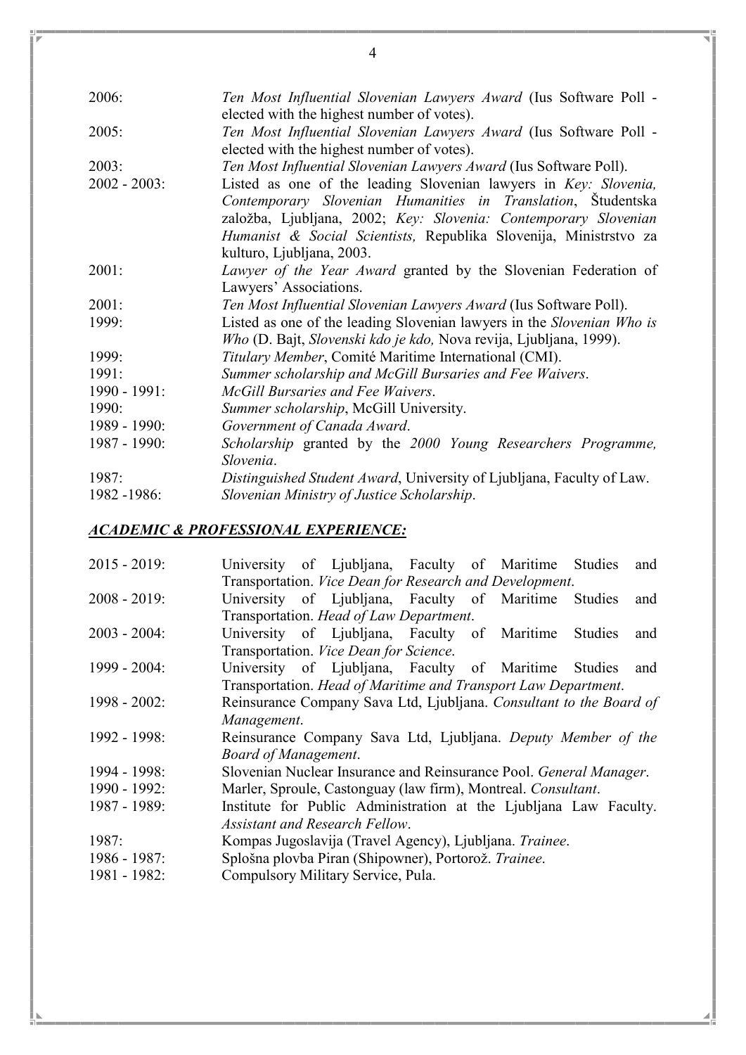2006: *Ten Most Influential Slovenian Lawyers Award* (Ius Software Poll - elected with the highest number of votes).

2005: *Ten Most Influential Slovenian Lawyers Award* (Ius Software Poll - elected with the highest number of votes).

2003: *Ten Most Influential Slovenian Lawyers Award* (Ius Software Poll).

2002 - 2003: Listed as one of the leading Slovenian lawyers in *Key: Slovenia, Contemporary Slovenian Humanities in Translation*, Študentska založba, Ljubljana, 2002; *Key: Slovenia: Contemporary Slovenian Humanist & Social Scientists,* Republika Slovenija, Ministrstvo za kulturo, Ljubljana, 2003.

2001: *Lawyer of the Year Award* granted by the Slovenian Federation of Lawyers' Associations.

2001: *Ten Most Influential Slovenian Lawyers Award* (Ius Software Poll).

1999: Listed as one of the leading Slovenian lawyers in the *Slovenian Who is Who* (D. Bajt, *Slovenski kdo je kdo,* Nova revija, Ljubljana, 1999).

1999: *Titulary Member*, Comité Maritime International (CMI).

1991: *Summer scholarship and McGill Bursaries and Fee Waivers*.

1990 - 1991: *McGill Bursaries and Fee Waivers*.

1990: *Summer scholarship*, McGill University.

1989 - 1990: *Government of Canada Award*.

1987 - 1990: *Scholarship* granted by the *2000 Young Researchers Programme, Slovenia*.

1987: *Distinguished Student Award*, University of Ljubljana, Faculty of Law.

1982 -1986: *Slovenian Ministry of Justice Scholarship*.

## *ACADEMIC & PROFESSIONAL EXPERIENCE:*

2015 - 2019: University of Ljubljana, Faculty of Maritime Studies and Transportation. *Vice Dean for Research and Development*.

2008 - 2019: University of Ljubljana, Faculty of Maritime Studies and Transportation. *Head of Law Department*.

2003 - 2004: University of Ljubljana, Faculty of Maritime Studies and Transportation. *Vice Dean for Science*.

1999 - 2004: University of Ljubljana, Faculty of Maritime Studies and Transportation. *Head of Maritime and Transport Law Department*.

1998 - 2002: Reinsurance Company Sava Ltd, Ljubljana. *Consultant to the Board of Management*.

1992 - 1998: Reinsurance Company Sava Ltd, Ljubljana. *Deputy Member of the Board of Management*.

1994 - 1998: Slovenian Nuclear Insurance and Reinsurance Pool. *General Manager*.

1990 - 1992: Marler, Sproule, Castonguay (law firm), Montreal. *Consultant*.

1987 - 1989: Institute for Public Administration at the Ljubljana Law Faculty. *Assistant and Research Fellow*.

1987: Kompas Jugoslavija (Travel Agency), Ljubljana. *Trainee*.

1986 - 1987: Splošna plovba Piran (Shipowner), Portorož. *Trainee*.

1981 - 1982: Compulsory Military Service, Pula.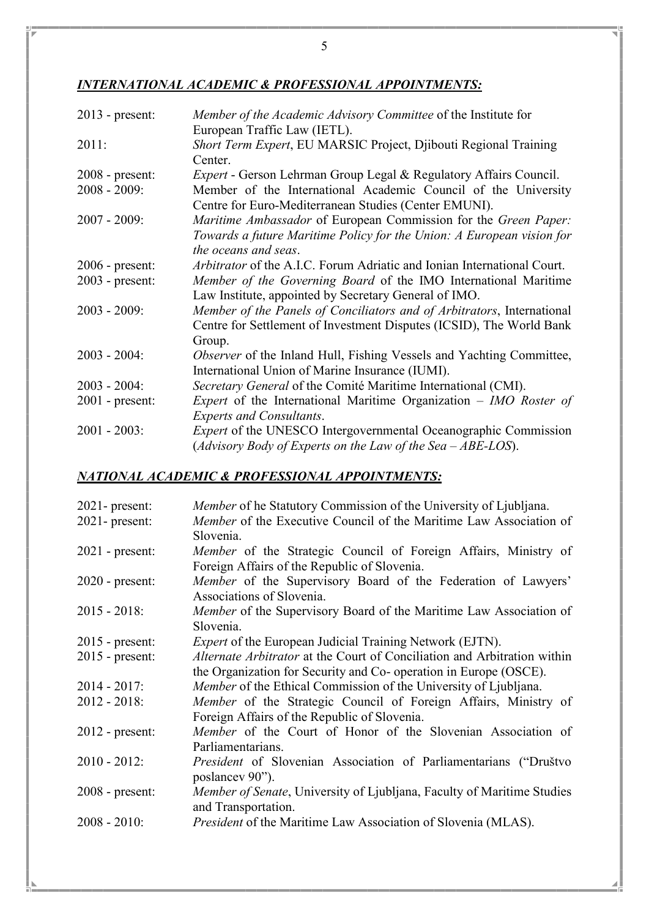## ***INTERNATIONAL ACADEMIC & PROFESSIONAL APPOINTMENTS:***

| | |
|---|---|
| 2013 - present: | *Member of the Academic Advisory Committee* of the Institute for European Traffic Law (IETL). |
| 2011: | *Short Term Expert*, EU MARSIC Project, Djibouti Regional Training Center. |
| 2008 - present: | *Expert* - Gerson Lehrman Group Legal & Regulatory Affairs Council. |
| 2008 - 2009: | Member of the International Academic Council of the University Centre for Euro-Mediterranean Studies (Center EMUNI). |
| 2007 - 2009: | *Maritime Ambassador* of European Commission for the *Green Paper: Towards a future Maritime Policy for the Union: A European vision for the oceans and seas*. |
| 2006 - present: | *Arbitrator* of the A.I.C. Forum Adriatic and Ionian International Court. |
| 2003 - present: | *Member of the Governing Board* of the IMO International Maritime Law Institute, appointed by Secretary General of IMO. |
| 2003 - 2009: | *Member of the Panels of Conciliators and of Arbitrators*, International Centre for Settlement of Investment Disputes (ICSID), The World Bank Group. |
| 2003 - 2004: | *Observer* of the Inland Hull, Fishing Vessels and Yachting Committee, International Union of Marine Insurance (IUMI). |
| 2003 - 2004: | *Secretary General* of the Comité Maritime International (CMI). |
| 2001 - present: | *Expert* of the International Maritime Organization – *IMO Roster of Experts and Consultants*. |
| 2001 - 2003: | *Expert* of the UNESCO Intergovernmental Oceanographic Commission (*Advisory Body of Experts on the Law of the Sea – ABE-LOS*). |

## ***NATIONAL ACADEMIC & PROFESSIONAL APPOINTMENTS:***

| | |
|---|---|
| 2021- present: | *Member* of he Statutory Commission of the University of Ljubljana. |
| 2021- present: | *Member* of the Executive Council of the Maritime Law Association of Slovenia. |
| 2021 - present: | *Member* of the Strategic Council of Foreign Affairs, Ministry of Foreign Affairs of the Republic of Slovenia. |
| 2020 - present: | *Member* of the Supervisory Board of the Federation of Lawyers' Associations of Slovenia. |
| 2015 - 2018: | *Member* of the Supervisory Board of the Maritime Law Association of Slovenia. |
| 2015 - present: | *Expert* of the European Judicial Training Network (EJTN). |
| 2015 - present: | *Alternate Arbitrator* at the Court of Conciliation and Arbitration within the Organization for Security and Co- operation in Europe (OSCE). |
| 2014 - 2017: | *Member* of the Ethical Commission of the University of Ljubljana. |
| 2012 - 2018: | *Member* of the Strategic Council of Foreign Affairs, Ministry of Foreign Affairs of the Republic of Slovenia. |
| 2012 - present: | *Member* of the Court of Honor of the Slovenian Association of Parliamentarians. |
| 2010 - 2012: | *President* of Slovenian Association of Parliamentarians ("Društvo poslancev 90"). |
| 2008 - present: | *Member of Senate*, University of Ljubljana, Faculty of Maritime Studies and Transportation. |
| 2008 - 2010: | *President* of the Maritime Law Association of Slovenia (MLAS). |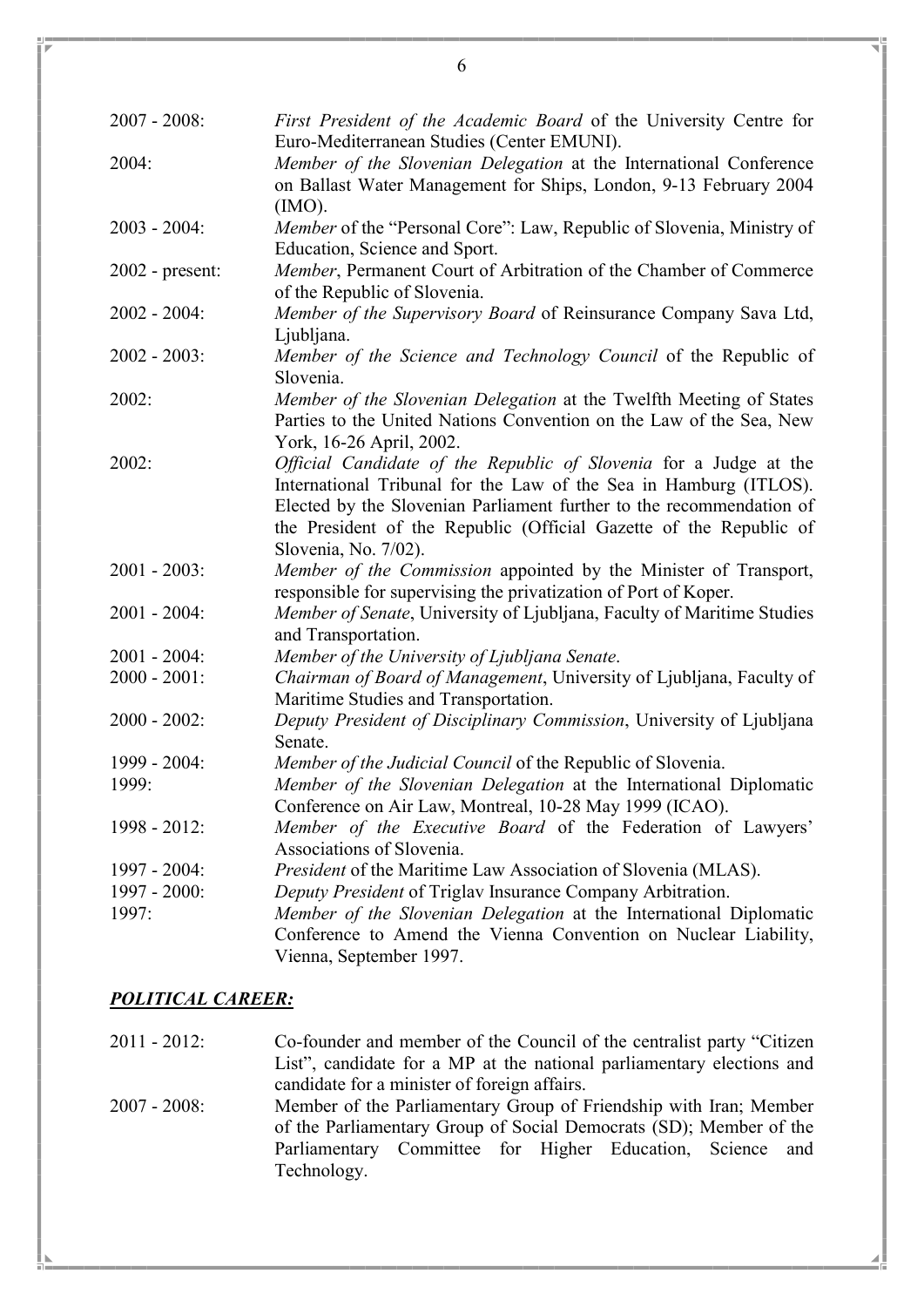2007 - 2008: *First President of the Academic Board* of the University Centre for Euro-Mediterranean Studies (Center EMUNI).

2004: *Member of the Slovenian Delegation* at the International Conference on Ballast Water Management for Ships, London, 9-13 February 2004 (IMO).

2003 - 2004: *Member* of the "Personal Core": Law, Republic of Slovenia, Ministry of Education, Science and Sport.

2002 - present: *Member*, Permanent Court of Arbitration of the Chamber of Commerce of the Republic of Slovenia.

2002 - 2004: *Member of the Supervisory Board* of Reinsurance Company Sava Ltd, Ljubljana.

2002 - 2003: *Member of the Science and Technology Council* of the Republic of Slovenia.

2002: *Member of the Slovenian Delegation* at the Twelfth Meeting of States Parties to the United Nations Convention on the Law of the Sea, New York, 16-26 April, 2002.

2002: *Official Candidate of the Republic of Slovenia* for a Judge at the International Tribunal for the Law of the Sea in Hamburg (ITLOS). Elected by the Slovenian Parliament further to the recommendation of the President of the Republic (Official Gazette of the Republic of Slovenia, No. 7/02).

2001 - 2003: *Member of the Commission* appointed by the Minister of Transport, responsible for supervising the privatization of Port of Koper.

2001 - 2004: *Member of Senate*, University of Ljubljana, Faculty of Maritime Studies and Transportation.

2001 - 2004: *Member of the University of Ljubljana Senate*.

2000 - 2001: *Chairman of Board of Management*, University of Ljubljana, Faculty of Maritime Studies and Transportation.

2000 - 2002: *Deputy President of Disciplinary Commission*, University of Ljubljana Senate.

1999 - 2004: *Member of the Judicial Council* of the Republic of Slovenia.

1999: *Member of the Slovenian Delegation* at the International Diplomatic Conference on Air Law, Montreal, 10-28 May 1999 (ICAO).

1998 - 2012: *Member of the Executive Board* of the Federation of Lawyers' Associations of Slovenia.

1997 - 2004: *President* of the Maritime Law Association of Slovenia (MLAS).

1997 - 2000: *Deputy President* of Triglav Insurance Company Arbitration.

1997: *Member of the Slovenian Delegation* at the International Diplomatic Conference to Amend the Vienna Convention on Nuclear Liability, Vienna, September 1997.

## ***POLITICAL CAREER:***

2011 - 2012: Co-founder and member of the Council of the centralist party "Citizen List", candidate for a MP at the national parliamentary elections and candidate for a minister of foreign affairs.

2007 - 2008: Member of the Parliamentary Group of Friendship with Iran; Member of the Parliamentary Group of Social Democrats (SD); Member of the Parliamentary Committee for Higher Education, Science and Technology.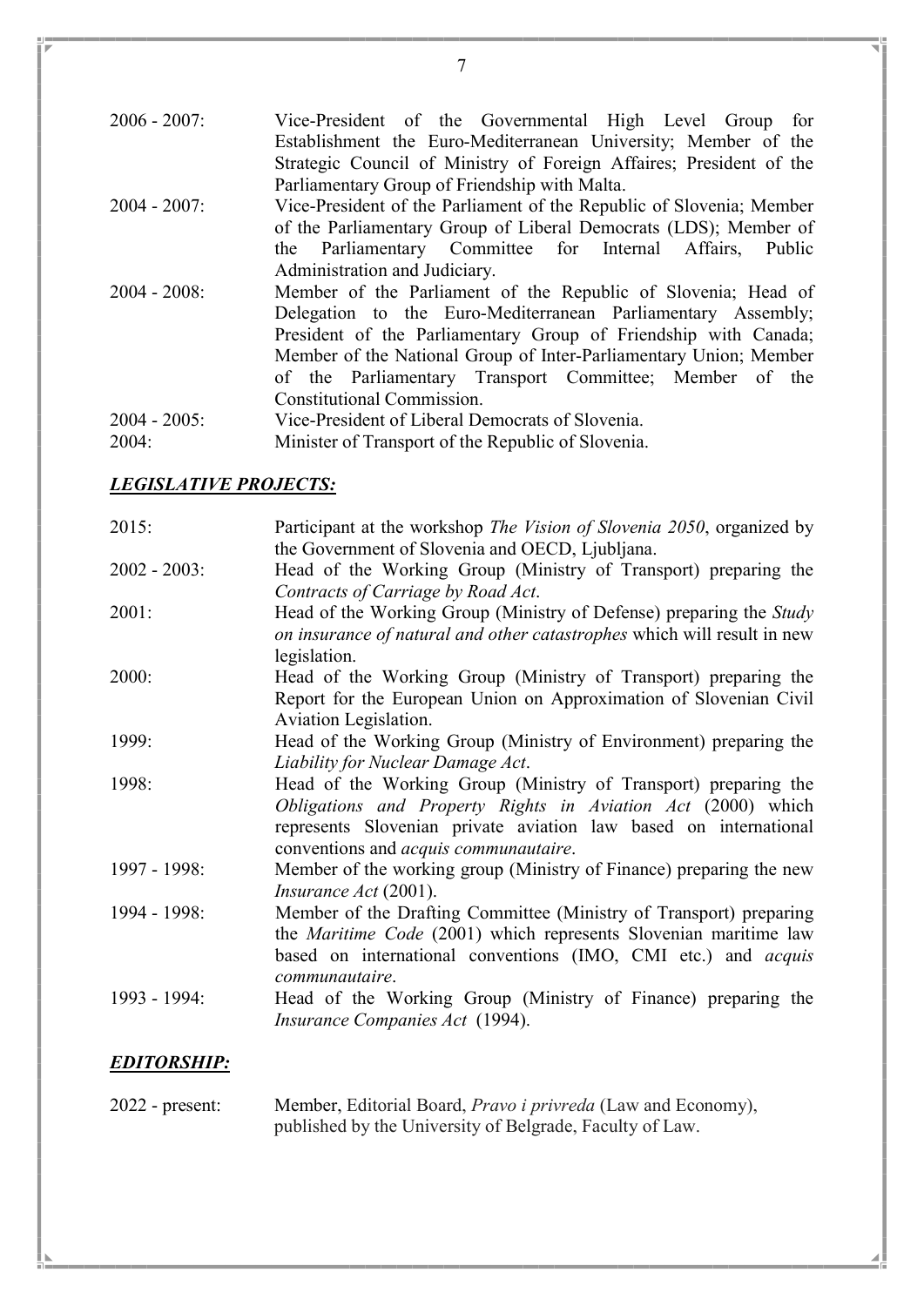2006 - 2007: Vice-President of the Governmental High Level Group for Establishment the Euro-Mediterranean University; Member of the Strategic Council of Ministry of Foreign Affaires; President of the Parliamentary Group of Friendship with Malta.

2004 - 2007: Vice-President of the Parliament of the Republic of Slovenia; Member of the Parliamentary Group of Liberal Democrats (LDS); Member of the Parliamentary Committee for Internal Affairs, Public Administration and Judiciary.

2004 - 2008: Member of the Parliament of the Republic of Slovenia; Head of Delegation to the Euro-Mediterranean Parliamentary Assembly; President of the Parliamentary Group of Friendship with Canada; Member of the National Group of Inter-Parliamentary Union; Member of the Parliamentary Transport Committee; Member of the Constitutional Commission.

2004 - 2005: Vice-President of Liberal Democrats of Slovenia.

2004: Minister of Transport of the Republic of Slovenia.

## *LEGISLATIVE PROJECTS:*

2015: Participant at the workshop *The Vision of Slovenia 2050*, organized by the Government of Slovenia and OECD, Ljubljana.

2002 - 2003: Head of the Working Group (Ministry of Transport) preparing the *Contracts of Carriage by Road Act*.

2001: Head of the Working Group (Ministry of Defense) preparing the *Study on insurance of natural and other catastrophes* which will result in new legislation.

2000: Head of the Working Group (Ministry of Transport) preparing the Report for the European Union on Approximation of Slovenian Civil Aviation Legislation.

1999: Head of the Working Group (Ministry of Environment) preparing the *Liability for Nuclear Damage Act*.

1998: Head of the Working Group (Ministry of Transport) preparing the *Obligations and Property Rights in Aviation Act* (2000) which represents Slovenian private aviation law based on international conventions and *acquis communautaire*.

1997 - 1998: Member of the working group (Ministry of Finance) preparing the new *Insurance Act* (2001).

1994 - 1998: Member of the Drafting Committee (Ministry of Transport) preparing the *Maritime Code* (2001) which represents Slovenian maritime law based on international conventions (IMO, CMI etc.) and *acquis communautaire*.

1993 - 1994: Head of the Working Group (Ministry of Finance) preparing the *Insurance Companies Act* (1994).

## *EDITORSHIP:*

2022 - present: Member, Editorial Board, *Pravo i privreda* (Law and Economy), published by the University of Belgrade, Faculty of Law.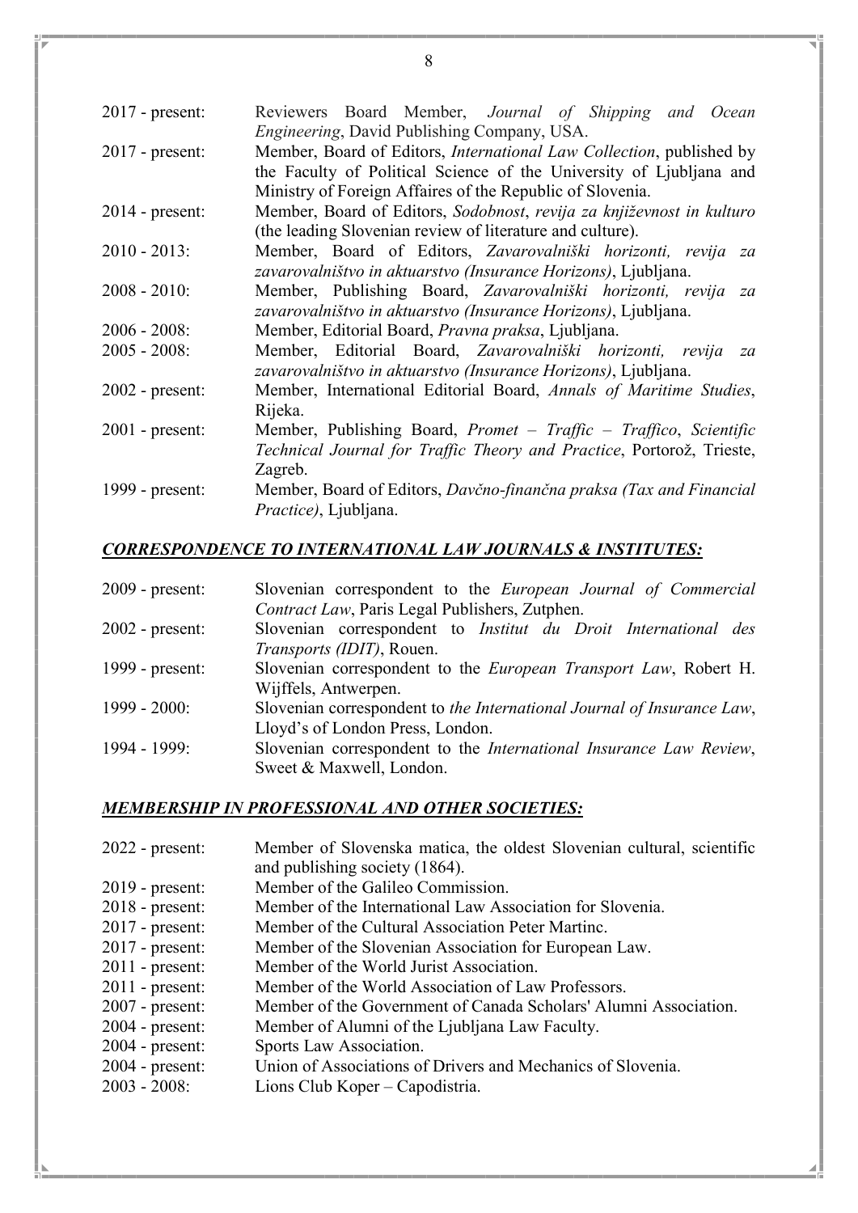2017 - present: Reviewers Board Member, *Journal of Shipping and Ocean Engineering*, David Publishing Company, USA.

2017 - present: Member, Board of Editors, *International Law Collection*, published by the Faculty of Political Science of the University of Ljubljana and Ministry of Foreign Affaires of the Republic of Slovenia.

2014 - present: Member, Board of Editors, *Sodobnost*, *revija za književnost in kulturo* (the leading Slovenian review of literature and culture).

2010 - 2013: Member, Board of Editors, *Zavarovalniški horizonti, revija za zavarovalništvo in aktuarstvo (Insurance Horizons)*, Ljubljana.

2008 - 2010: Member, Publishing Board, *Zavarovalniški horizonti, revija za zavarovalništvo in aktuarstvo (Insurance Horizons)*, Ljubljana.

2006 - 2008: Member, Editorial Board, *Pravna praksa*, Ljubljana.

2005 - 2008: Member, Editorial Board, *Zavarovalniški horizonti, revija za zavarovalništvo in aktuarstvo (Insurance Horizons)*, Ljubljana.

2002 - present: Member, International Editorial Board, *Annals of Maritime Studies*, Rijeka.

2001 - present: Member, Publishing Board, *Promet – Traffic – Traffico*, *Scientific Technical Journal for Traffic Theory and Practice*, Portorož, Trieste, Zagreb.

1999 - present: Member, Board of Editors, *Davčno-finančna praksa (Tax and Financial Practice)*, Ljubljana.

## ***CORRESPONDENCE TO INTERNATIONAL LAW JOURNALS & INSTITUTES:***

2009 - present: Slovenian correspondent to the *European Journal of Commercial Contract Law*, Paris Legal Publishers, Zutphen.

2002 - present: Slovenian correspondent to *Institut du Droit International des Transports (IDIT)*, Rouen.

1999 - present: Slovenian correspondent to the *European Transport Law*, Robert H. Wijffels, Antwerpen.

1999 - 2000: Slovenian correspondent to *the International Journal of Insurance Law*, Lloyd's of London Press, London.

1994 - 1999: Slovenian correspondent to the *International Insurance Law Review*, Sweet & Maxwell, London.

## ***MEMBERSHIP IN PROFESSIONAL AND OTHER SOCIETIES:***

2022 - present: Member of Slovenska matica, the oldest Slovenian cultural, scientific and publishing society (1864).

2019 - present: Member of the Galileo Commission.

2018 - present: Member of the International Law Association for Slovenia.

2017 - present: Member of the Cultural Association Peter Martinc.

2017 - present: Member of the Slovenian Association for European Law.

2011 - present: Member of the World Jurist Association.

2011 - present: Member of the World Association of Law Professors.

2007 - present: Member of the Government of Canada Scholars' Alumni Association.

2004 - present: Member of Alumni of the Ljubljana Law Faculty.

2004 - present: Sports Law Association.

2004 - present: Union of Associations of Drivers and Mechanics of Slovenia.

2003 - 2008: Lions Club Koper – Capodistria.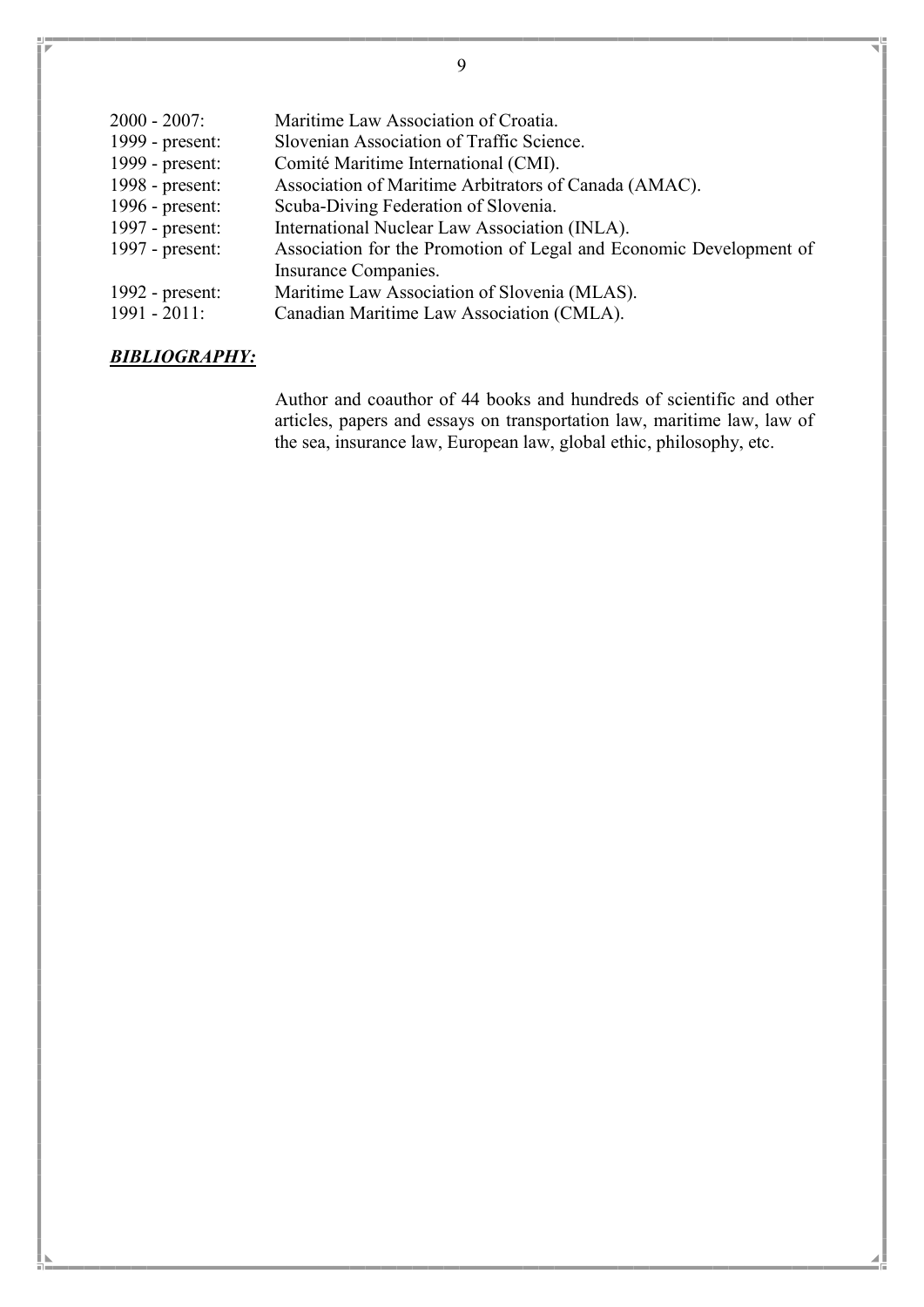| | |
|---|---|
| 2000 - 2007: | Maritime Law Association of Croatia. |
| 1999 - present: | Slovenian Association of Traffic Science. |
| 1999 - present: | Comité Maritime International (CMI). |
| 1998 - present: | Association of Maritime Arbitrators of Canada (AMAC). |
| 1996 - present: | Scuba-Diving Federation of Slovenia. |
| 1997 - present: | International Nuclear Law Association (INLA). |
| 1997 - present: | Association for the Promotion of Legal and Economic Development of Insurance Companies. |
| 1992 - present: | Maritime Law Association of Slovenia (MLAS). |
| 1991 - 2011: | Canadian Maritime Law Association (CMLA). |

***BIBLIOGRAPHY:***

Author and coauthor of 44 books and hundreds of scientific and other articles, papers and essays on transportation law, maritime law, law of the sea, insurance law, European law, global ethic, philosophy, etc.